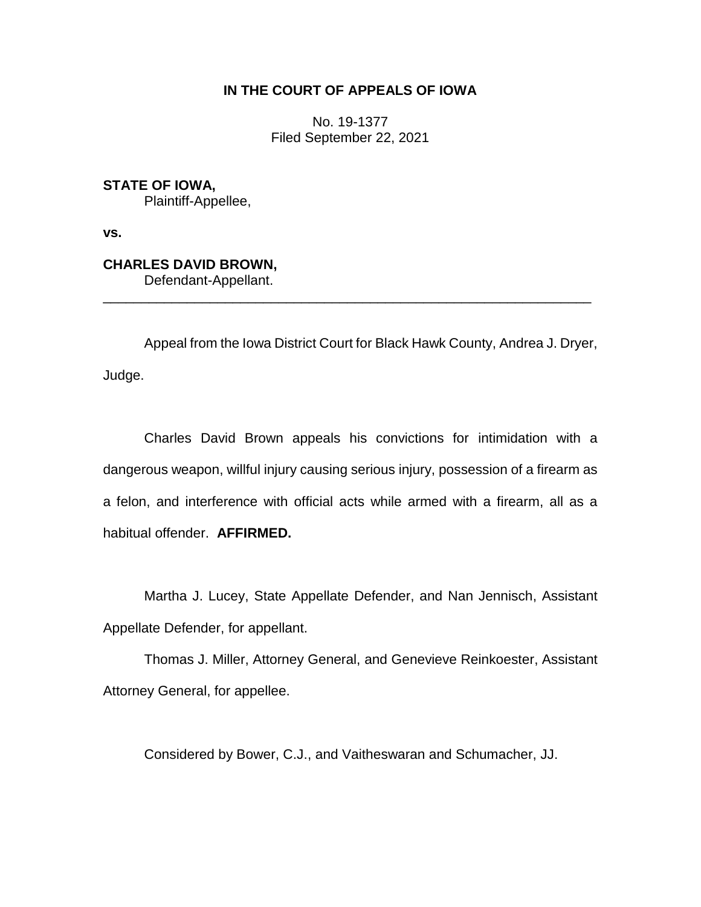**IN THE COURT OF APPEALS OF IOWA**

No. 19-1377
Filed September 22, 2021

**STATE OF IOWA,**
Plaintiff-Appellee,

**vs.**

**CHARLES DAVID BROWN,**
Defendant-Appellant.

---

Appeal from the Iowa District Court for Black Hawk County, Andrea J. Dryer, Judge.

Charles David Brown appeals his convictions for intimidation with a dangerous weapon, willful injury causing serious injury, possession of a firearm as a felon, and interference with official acts while armed with a firearm, all as a habitual offender. **AFFIRMED.**

Martha J. Lucey, State Appellate Defender, and Nan Jennisch, Assistant Appellate Defender, for appellant.

Thomas J. Miller, Attorney General, and Genevieve Reinkoester, Assistant Attorney General, for appellee.

Considered by Bower, C.J., and Vaitheswaran and Schumacher, JJ.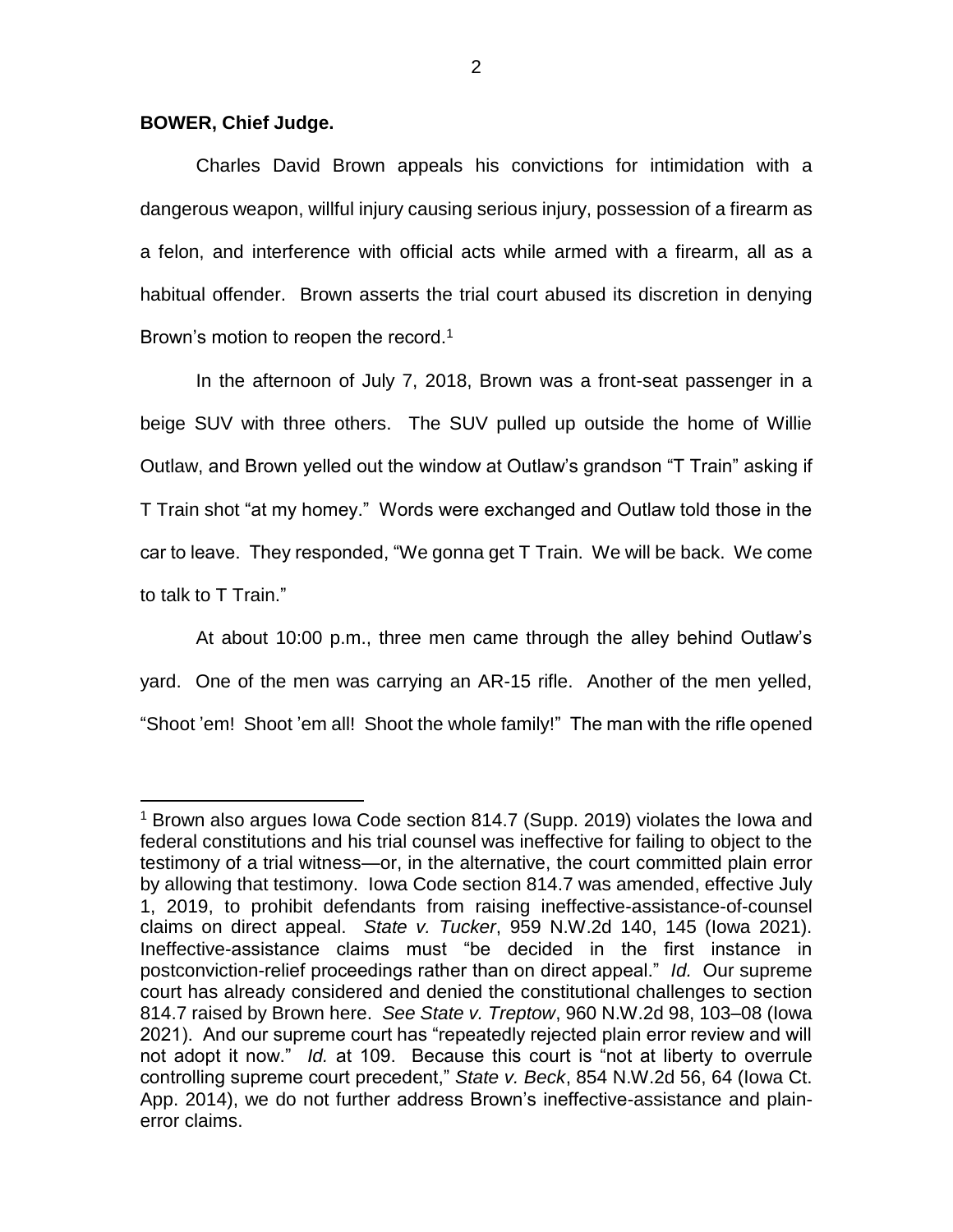**BOWER, Chief Judge.**

Charles David Brown appeals his convictions for intimidation with a dangerous weapon, willful injury causing serious injury, possession of a firearm as a felon, and interference with official acts while armed with a firearm, all as a habitual offender. Brown asserts the trial court abused its discretion in denying Brown's motion to reopen the record.[1]

In the afternoon of July 7, 2018, Brown was a front-seat passenger in a beige SUV with three others. The SUV pulled up outside the home of Willie Outlaw, and Brown yelled out the window at Outlaw's grandson "T Train" asking if T Train shot "at my homey." Words were exchanged and Outlaw told those in the car to leave. They responded, "We gonna get T Train. We will be back. We come to talk to T Train."

At about 10:00 p.m., three men came through the alley behind Outlaw's yard. One of the men was carrying an AR-15 rifle. Another of the men yelled, "Shoot 'em! Shoot 'em all! Shoot the whole family!" The man with the rifle opened

---

[1] Brown also argues Iowa Code section 814.7 (Supp. 2019) violates the Iowa and federal constitutions and his trial counsel was ineffective for failing to object to the testimony of a trial witness—or, in the alternative, the court committed plain error by allowing that testimony. Iowa Code section 814.7 was amended, effective July 1, 2019, to prohibit defendants from raising ineffective-assistance-of-counsel claims on direct appeal. *State v. Tucker*, 959 N.W.2d 140, 145 (Iowa 2021). Ineffective-assistance claims must "be decided in the first instance in postconviction-relief proceedings rather than on direct appeal." *Id.* Our supreme court has already considered and denied the constitutional challenges to section 814.7 raised by Brown here. *See State v. Treptow*, 960 N.W.2d 98, 103–08 (Iowa 2021). And our supreme court has "repeatedly rejected plain error review and will not adopt it now." *Id.* at 109. Because this court is "not at liberty to overrule controlling supreme court precedent," *State v. Beck*, 854 N.W.2d 56, 64 (Iowa Ct. App. 2014), we do not further address Brown's ineffective-assistance and plain-error claims.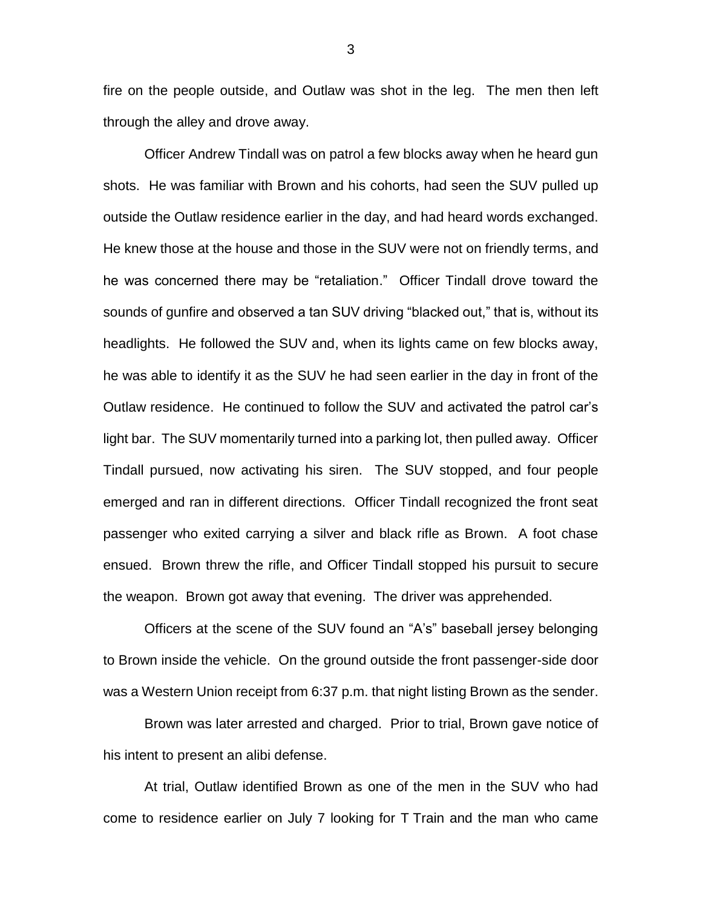fire on the people outside, and Outlaw was shot in the leg. The men then left through the alley and drove away.

Officer Andrew Tindall was on patrol a few blocks away when he heard gun shots. He was familiar with Brown and his cohorts, had seen the SUV pulled up outside the Outlaw residence earlier in the day, and had heard words exchanged. He knew those at the house and those in the SUV were not on friendly terms, and he was concerned there may be "retaliation." Officer Tindall drove toward the sounds of gunfire and observed a tan SUV driving "blacked out," that is, without its headlights. He followed the SUV and, when its lights came on few blocks away, he was able to identify it as the SUV he had seen earlier in the day in front of the Outlaw residence. He continued to follow the SUV and activated the patrol car's light bar. The SUV momentarily turned into a parking lot, then pulled away. Officer Tindall pursued, now activating his siren. The SUV stopped, and four people emerged and ran in different directions. Officer Tindall recognized the front seat passenger who exited carrying a silver and black rifle as Brown. A foot chase ensued. Brown threw the rifle, and Officer Tindall stopped his pursuit to secure the weapon. Brown got away that evening. The driver was apprehended.

Officers at the scene of the SUV found an "A's" baseball jersey belonging to Brown inside the vehicle. On the ground outside the front passenger-side door was a Western Union receipt from 6:37 p.m. that night listing Brown as the sender.

Brown was later arrested and charged. Prior to trial, Brown gave notice of his intent to present an alibi defense.

At trial, Outlaw identified Brown as one of the men in the SUV who had come to residence earlier on July 7 looking for T Train and the man who came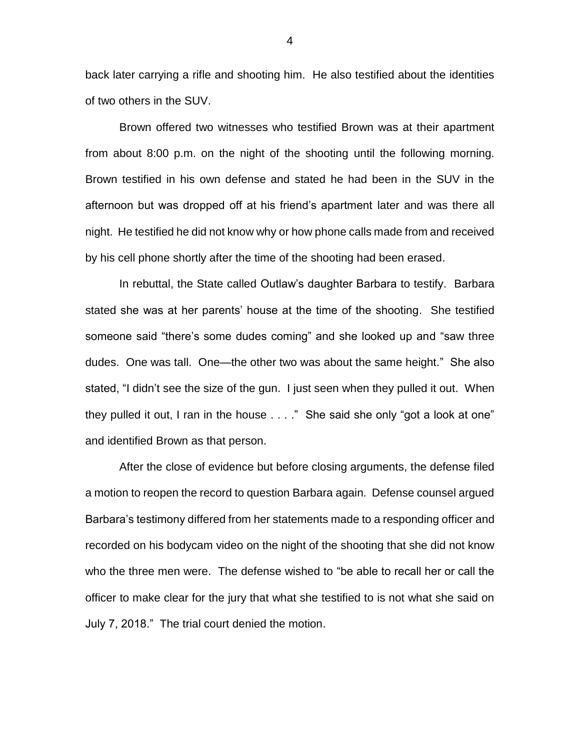back later carrying a rifle and shooting him. He also testified about the identities of two others in the SUV.

Brown offered two witnesses who testified Brown was at their apartment from about 8:00 p.m. on the night of the shooting until the following morning. Brown testified in his own defense and stated he had been in the SUV in the afternoon but was dropped off at his friend's apartment later and was there all night. He testified he did not know why or how phone calls made from and received by his cell phone shortly after the time of the shooting had been erased.

In rebuttal, the State called Outlaw's daughter Barbara to testify. Barbara stated she was at her parents' house at the time of the shooting. She testified someone said "there's some dudes coming" and she looked up and "saw three dudes. One was tall. One—the other two was about the same height." She also stated, "I didn't see the size of the gun. I just seen when they pulled it out. When they pulled it out, I ran in the house . . . ." She said she only "got a look at one" and identified Brown as that person.

After the close of evidence but before closing arguments, the defense filed a motion to reopen the record to question Barbara again. Defense counsel argued Barbara's testimony differed from her statements made to a responding officer and recorded on his bodycam video on the night of the shooting that she did not know who the three men were. The defense wished to "be able to recall her or call the officer to make clear for the jury that what she testified to is not what she said on July 7, 2018." The trial court denied the motion.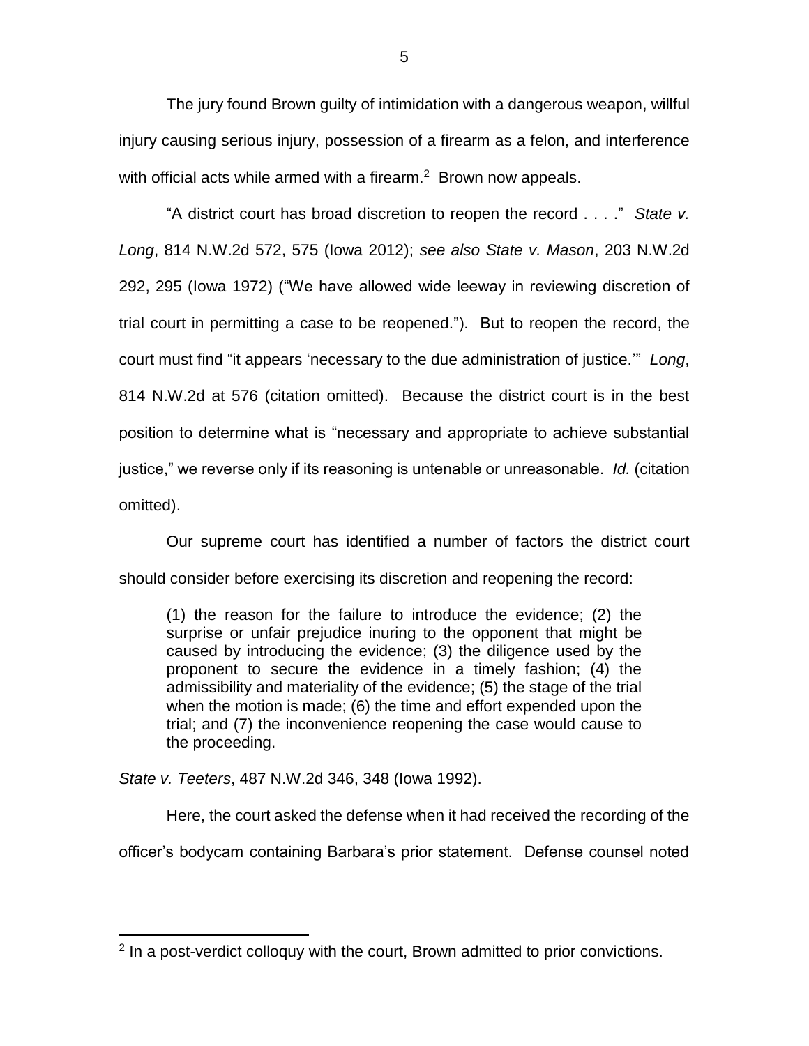The jury found Brown guilty of intimidation with a dangerous weapon, willful injury causing serious injury, possession of a firearm as a felon, and interference with official acts while armed with a firearm.[2] Brown now appeals.

"A district court has broad discretion to reopen the record . . . ." *State v. Long*, 814 N.W.2d 572, 575 (Iowa 2012); *see also State v. Mason*, 203 N.W.2d 292, 295 (Iowa 1972) ("We have allowed wide leeway in reviewing discretion of trial court in permitting a case to be reopened."). But to reopen the record, the court must find "it appears 'necessary to the due administration of justice.'" *Long*, 814 N.W.2d at 576 (citation omitted). Because the district court is in the best position to determine what is "necessary and appropriate to achieve substantial justice," we reverse only if its reasoning is untenable or unreasonable. *Id.* (citation omitted).

Our supreme court has identified a number of factors the district court should consider before exercising its discretion and reopening the record:

> (1) the reason for the failure to introduce the evidence; (2) the surprise or unfair prejudice inuring to the opponent that might be caused by introducing the evidence; (3) the diligence used by the proponent to secure the evidence in a timely fashion; (4) the admissibility and materiality of the evidence; (5) the stage of the trial when the motion is made; (6) the time and effort expended upon the trial; and (7) the inconvenience reopening the case would cause to the proceeding.

*State v. Teeters*, 487 N.W.2d 346, 348 (Iowa 1992).

Here, the court asked the defense when it had received the recording of the officer's bodycam containing Barbara's prior statement. Defense counsel noted

---

[2] In a post-verdict colloquy with the court, Brown admitted to prior convictions.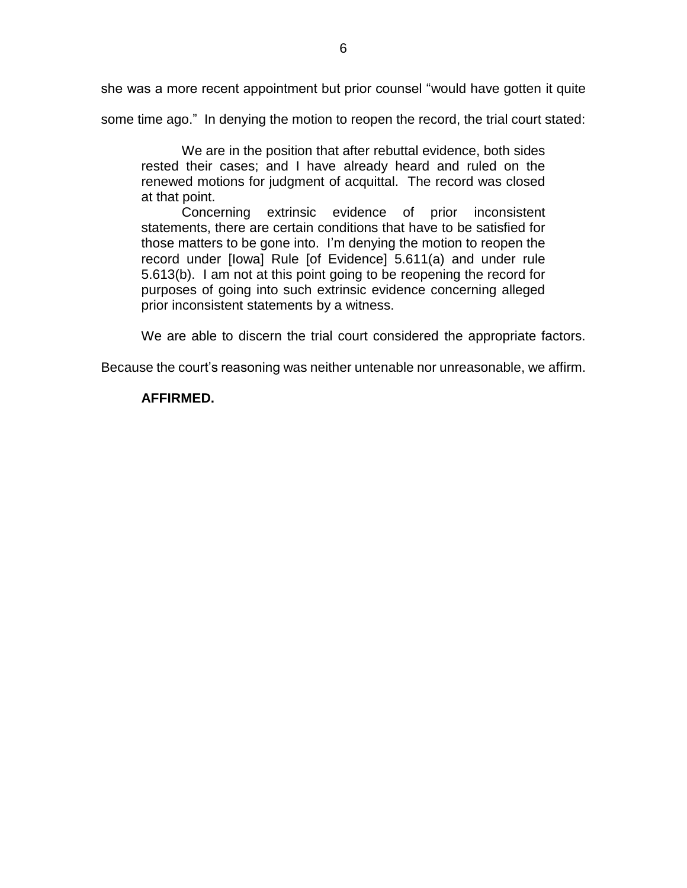she was a more recent appointment but prior counsel "would have gotten it quite some time ago." In denying the motion to reopen the record, the trial court stated:

> We are in the position that after rebuttal evidence, both sides rested their cases; and I have already heard and ruled on the renewed motions for judgment of acquittal. The record was closed at that point.
>
> Concerning extrinsic evidence of prior inconsistent statements, there are certain conditions that have to be satisfied for those matters to be gone into. I'm denying the motion to reopen the record under [Iowa] Rule [of Evidence] 5.611(a) and under rule 5.613(b). I am not at this point going to be reopening the record for purposes of going into such extrinsic evidence concerning alleged prior inconsistent statements by a witness.

We are able to discern the trial court considered the appropriate factors. Because the court's reasoning was neither untenable nor unreasonable, we affirm.

**AFFIRMED.**